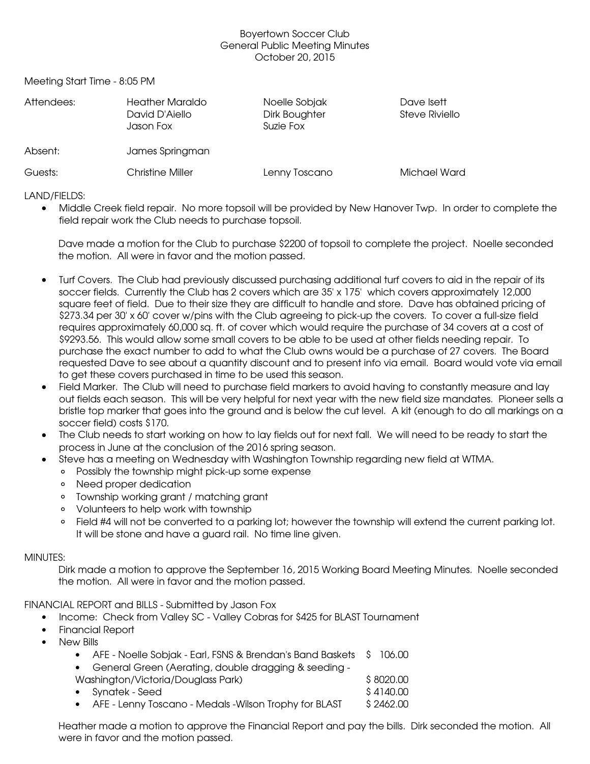Boyertown Soccer Club
General Public Meeting Minutes
October 20, 2015

Meeting Start Time - 8:05 PM

| | | | |
|---|---|---|---|
| Attendees: | Heather Maraldo<br>David D'Aiello<br>Jason Fox | Noelle Sobjak<br>Dirk Boughter<br>Suzie Fox | Dave Isett<br>Steve Riviello |
| Absent: | James Springman | | |
| Guests: | Christine Miller | Lenny Toscano | Michael Ward |

LAND/FIELDS:

- Middle Creek field repair. No more topsoil will be provided by New Hanover Twp. In order to complete the field repair work the Club needs to purchase topsoil.

  Dave made a motion for the Club to purchase $2200 of topsoil to complete the project. Noelle seconded the motion. All were in favor and the motion passed.

- Turf Covers. The Club had previously discussed purchasing additional turf covers to aid in the repair of its soccer fields. Currently the Club has 2 covers which are 35' x 175' which covers approximately 12,000 square feet of field. Due to their size they are difficult to handle and store. Dave has obtained pricing of $273.34 per 30' x 60' cover w/pins with the Club agreeing to pick-up the covers. To cover a full-size field requires approximately 60,000 sq. ft. of cover which would require the purchase of 34 covers at a cost of $9293.56. This would allow some small covers to be able to be used at other fields needing repair. To purchase the exact number to add to what the Club owns would be a purchase of 27 covers. The Board requested Dave to see about a quantity discount and to present info via email. Board would vote via email to get these covers purchased in time to be used this season.
- Field Marker. The Club will need to purchase field markers to avoid having to constantly measure and lay out fields each season. This will be very helpful for next year with the new field size mandates. Pioneer sells a bristle top marker that goes into the ground and is below the cut level. A kit (enough to do all markings on a soccer field) costs $170.
- The Club needs to start working on how to lay fields out for next fall. We will need to be ready to start the process in June at the conclusion of the 2016 spring season.
- Steve has a meeting on Wednesday with Washington Township regarding new field at WTMA.
  - Possibly the township might pick-up some expense
  - Need proper dedication
  - Township working grant / matching grant
  - Volunteers to help work with township
  - Field #4 will not be converted to a parking lot; however the township will extend the current parking lot. It will be stone and have a guard rail. No time line given.

MINUTES:

Dirk made a motion to approve the September 16, 2015 Working Board Meeting Minutes. Noelle seconded the motion. All were in favor and the motion passed.

FINANCIAL REPORT and BILLS - Submitted by Jason Fox

- Income: Check from Valley SC - Valley Cobras for $425 for BLAST Tournament
- Financial Report
- New Bills
  - AFE - Noelle Sobjak - Earl, FSNS & Brendan's Band Baskets $ 106.00
  - General Green (Aerating, double dragging & seeding - Washington/Victoria/Douglass Park) $ 8020.00
  - Synatek - Seed $ 4140.00
  - AFE - Lenny Toscano - Medals -Wilson Trophy for BLAST $ 2462.00

Heather made a motion to approve the Financial Report and pay the bills. Dirk seconded the motion. All were in favor and the motion passed.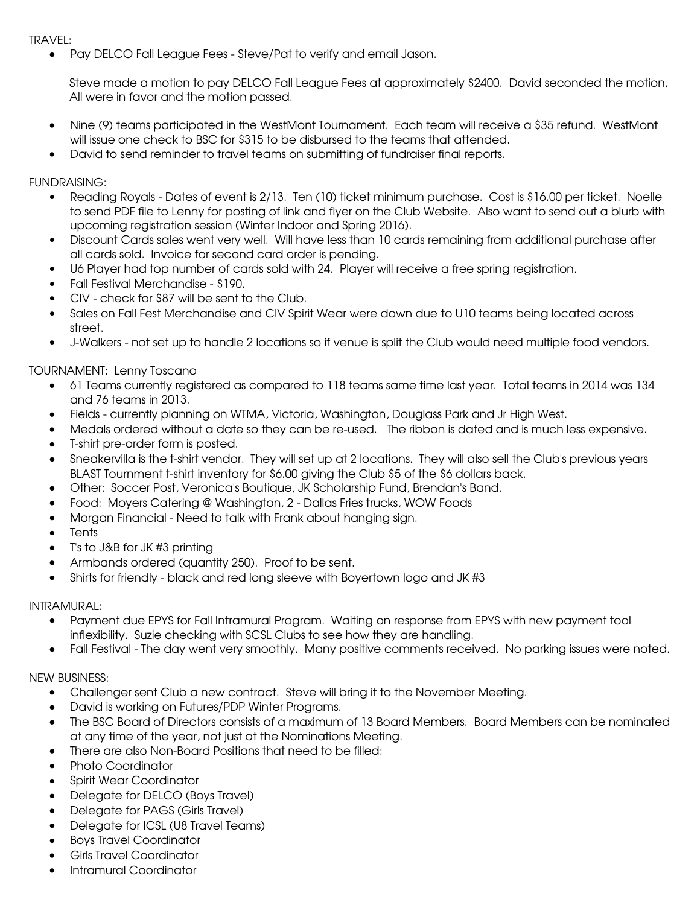TRAVEL:

- Pay DELCO Fall League Fees - Steve/Pat to verify and email Jason.

  Steve made a motion to pay DELCO Fall League Fees at approximately $2400. David seconded the motion. All were in favor and the motion passed.

- Nine (9) teams participated in the WestMont Tournament. Each team will receive a $35 refund. WestMont will issue one check to BSC for $315 to be disbursed to the teams that attended.
- David to send reminder to travel teams on submitting of fundraiser final reports.

FUNDRAISING:

- Reading Royals - Dates of event is 2/13. Ten (10) ticket minimum purchase. Cost is $16.00 per ticket. Noelle to send PDF file to Lenny for posting of link and flyer on the Club Website. Also want to send out a blurb with upcoming registration session (Winter Indoor and Spring 2016).
- Discount Cards sales went very well. Will have less than 10 cards remaining from additional purchase after all cards sold. Invoice for second card order is pending.
- U6 Player had top number of cards sold with 24. Player will receive a free spring registration.
- Fall Festival Merchandise - $190.
- CIV - check for $87 will be sent to the Club.
- Sales on Fall Fest Merchandise and CIV Spirit Wear were down due to U10 teams being located across street.
- J-Walkers - not set up to handle 2 locations so if venue is split the Club would need multiple food vendors.

TOURNAMENT: Lenny Toscano

- 61 Teams currently registered as compared to 118 teams same time last year. Total teams in 2014 was 134 and 76 teams in 2013.
- Fields - currently planning on WTMA, Victoria, Washington, Douglass Park and Jr High West.
- Medals ordered without a date so they can be re-used. The ribbon is dated and is much less expensive.
- T-shirt pre-order form is posted.
- Sneakervilla is the t-shirt vendor. They will set up at 2 locations. They will also sell the Club's previous years BLAST Tournment t-shirt inventory for $6.00 giving the Club $5 of the $6 dollars back.
- Other: Soccer Post, Veronica's Boutique, JK Scholarship Fund, Brendan's Band.
- Food: Moyers Catering @ Washington, 2 - Dallas Fries trucks, WOW Foods
- Morgan Financial - Need to talk with Frank about hanging sign.
- Tents
- T's to J&B for JK #3 printing
- Armbands ordered (quantity 250). Proof to be sent.
- Shirts for friendly - black and red long sleeve with Boyertown logo and JK #3

INTRAMURAL:

- Payment due EPYS for Fall Intramural Program. Waiting on response from EPYS with new payment tool inflexibility. Suzie checking with SCSL Clubs to see how they are handling.
- Fall Festival - The day went very smoothly. Many positive comments received. No parking issues were noted.

NEW BUSINESS:

- Challenger sent Club a new contract. Steve will bring it to the November Meeting.
- David is working on Futures/PDP Winter Programs.
- The BSC Board of Directors consists of a maximum of 13 Board Members. Board Members can be nominated at any time of the year, not just at the Nominations Meeting.
- There are also Non-Board Positions that need to be filled:
- Photo Coordinator
- Spirit Wear Coordinator
- Delegate for DELCO (Boys Travel)
- Delegate for PAGS (Girls Travel)
- Delegate for ICSL (U8 Travel Teams)
- Boys Travel Coordinator
- Girls Travel Coordinator
- Intramural Coordinator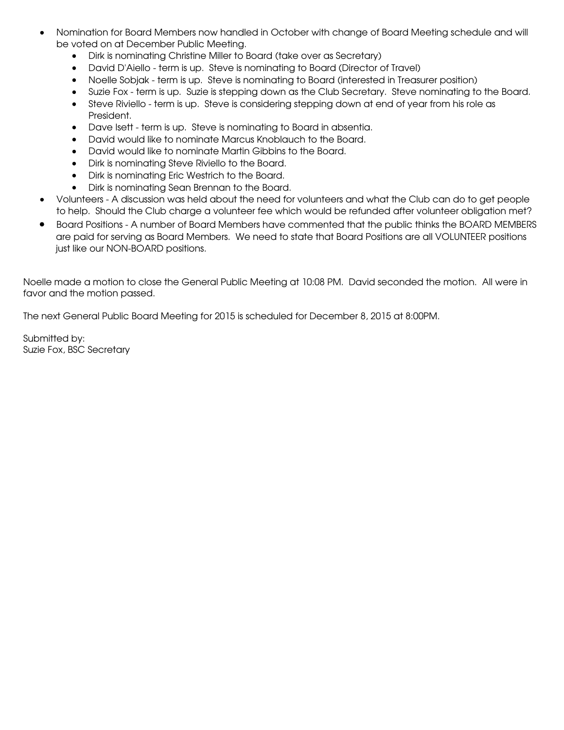- Nomination for Board Members now handled in October with change of Board Meeting schedule and will be voted on at December Public Meeting.
    - Dirk is nominating Christine Miller to Board (take over as Secretary)
    - David D'Aiello - term is up. Steve is nominating to Board (Director of Travel)
    - Noelle Sobjak - term is up. Steve is nominating to Board (interested in Treasurer position)
    - Suzie Fox - term is up. Suzie is stepping down as the Club Secretary. Steve nominating to the Board.
    - Steve Riviello - term is up. Steve is considering stepping down at end of year from his role as President.
    - Dave Isett - term is up. Steve is nominating to Board in absentia.
    - David would like to nominate Marcus Knoblauch to the Board.
    - David would like to nominate Martin Gibbins to the Board.
    - Dirk is nominating Steve Riviello to the Board.
    - Dirk is nominating Eric Westrich to the Board.
    - Dirk is nominating Sean Brennan to the Board.
- Volunteers - A discussion was held about the need for volunteers and what the Club can do to get people to help. Should the Club charge a volunteer fee which would be refunded after volunteer obligation met?
- Board Positions - A number of Board Members have commented that the public thinks the BOARD MEMBERS are paid for serving as Board Members. We need to state that Board Positions are all VOLUNTEER positions just like our NON-BOARD positions.

Noelle made a motion to close the General Public Meeting at 10:08 PM. David seconded the motion. All were in favor and the motion passed.

The next General Public Board Meeting for 2015 is scheduled for December 8, 2015 at 8:00PM.

Submitted by:
Suzie Fox, BSC Secretary